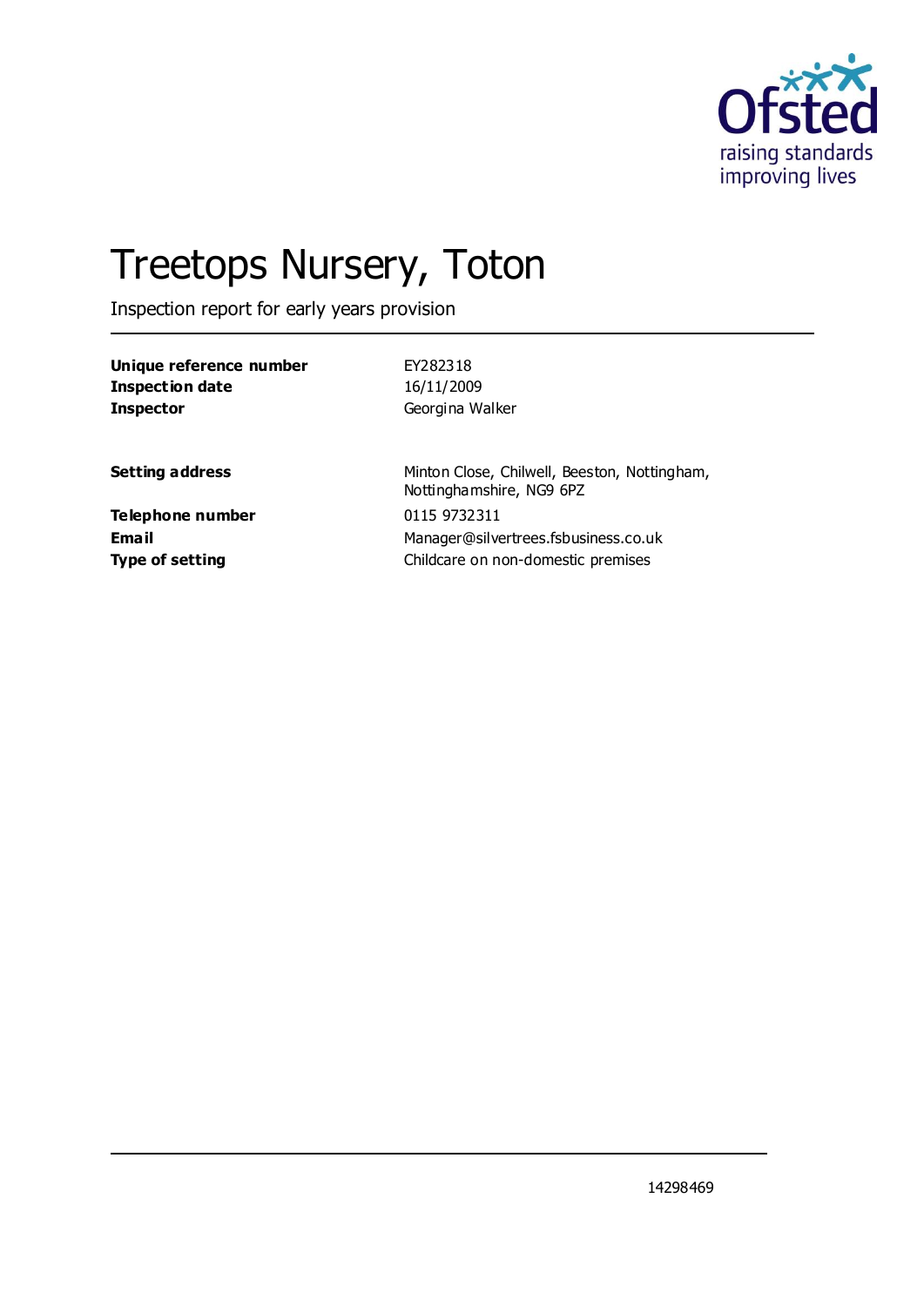# Treetops Nursery, Toton

Inspection report for early years provision

| | |
|---|---|
| **Unique reference number** | EY282318 |
| **Inspection date** | 16/11/2009 |
| **Inspector** | Georgina Walker |

| | |
|---|---|
| **Setting address** | Minton Close, Chilwell, Beeston, Nottingham, Nottinghamshire, NG9 6PZ |
| **Telephone number** | 0115 9732311 |
| **Email** | Manager@silvertrees.fsbusiness.co.uk |
| **Type of setting** | Childcare on non-domestic premises |

14298469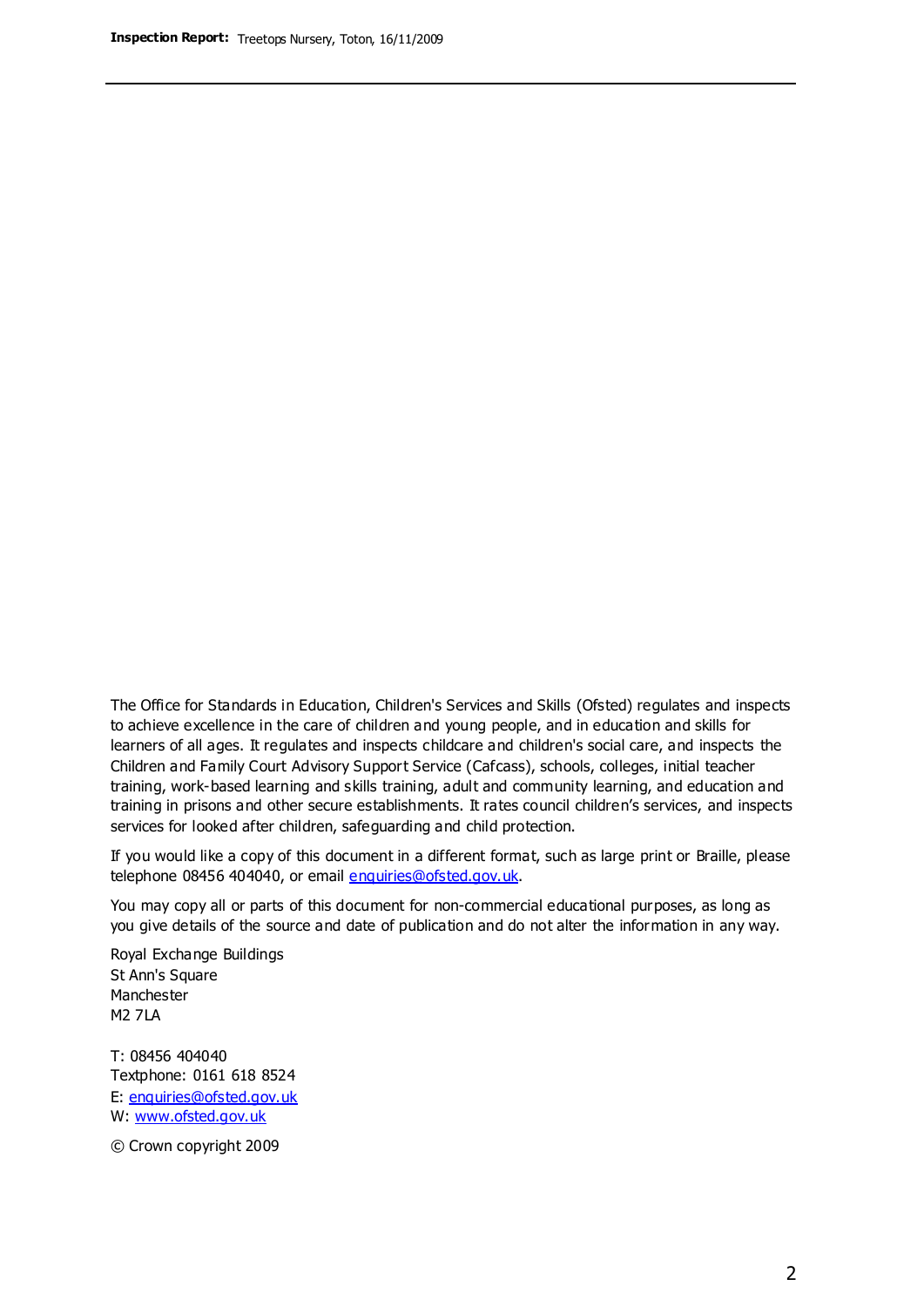The Office for Standards in Education, Children's Services and Skills (Ofsted) regulates and inspects to achieve excellence in the care of children and young people, and in education and skills for learners of all ages. It regulates and inspects childcare and children's social care, and inspects the Children and Family Court Advisory Support Service (Cafcass), schools, colleges, initial teacher training, work-based learning and skills training, adult and community learning, and education and training in prisons and other secure establishments. It rates council children's services, and inspects services for looked after children, safeguarding and child protection.

If you would like a copy of this document in a different format, such as large print or Braille, please telephone 08456 404040, or email enquiries@ofsted.gov.uk.

You may copy all or parts of this document for non-commercial educational purposes, as long as you give details of the source and date of publication and do not alter the information in any way.

Royal Exchange Buildings
St Ann's Square
Manchester
M2 7LA

T: 08456 404040
Textphone: 0161 618 8524
E: enquiries@ofsted.gov.uk
W: www.ofsted.gov.uk

© Crown copyright 2009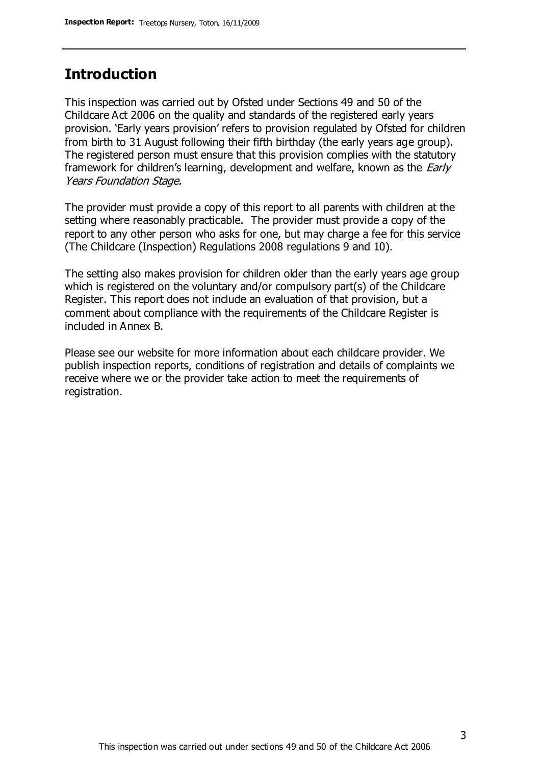## Introduction

This inspection was carried out by Ofsted under Sections 49 and 50 of the Childcare Act 2006 on the quality and standards of the registered early years provision. 'Early years provision' refers to provision regulated by Ofsted for children from birth to 31 August following their fifth birthday (the early years age group). The registered person must ensure that this provision complies with the statutory framework for children's learning, development and welfare, known as the *Early Years Foundation Stage.*

The provider must provide a copy of this report to all parents with children at the setting where reasonably practicable. The provider must provide a copy of the report to any other person who asks for one, but may charge a fee for this service (The Childcare (Inspection) Regulations 2008 regulations 9 and 10).

The setting also makes provision for children older than the early years age group which is registered on the voluntary and/or compulsory part(s) of the Childcare Register. This report does not include an evaluation of that provision, but a comment about compliance with the requirements of the Childcare Register is included in Annex B.

Please see our website for more information about each childcare provider. We publish inspection reports, conditions of registration and details of complaints we receive where we or the provider take action to meet the requirements of registration.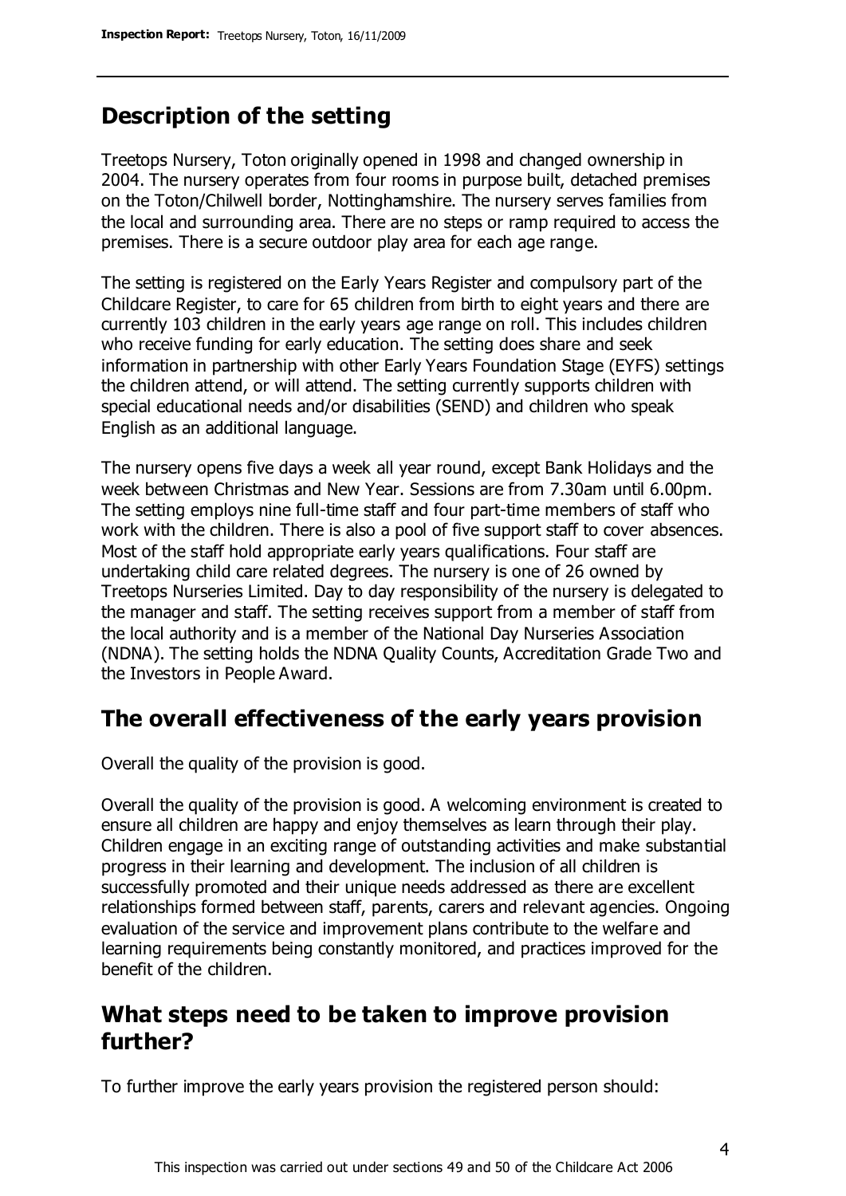## Description of the setting

Treetops Nursery, Toton originally opened in 1998 and changed ownership in 2004. The nursery operates from four rooms in purpose built, detached premises on the Toton/Chilwell border, Nottinghamshire. The nursery serves families from the local and surrounding area. There are no steps or ramp required to access the premises. There is a secure outdoor play area for each age range.

The setting is registered on the Early Years Register and compulsory part of the Childcare Register, to care for 65 children from birth to eight years and there are currently 103 children in the early years age range on roll. This includes children who receive funding for early education. The setting does share and seek information in partnership with other Early Years Foundation Stage (EYFS) settings the children attend, or will attend. The setting currently supports children with special educational needs and/or disabilities (SEND) and children who speak English as an additional language.

The nursery opens five days a week all year round, except Bank Holidays and the week between Christmas and New Year. Sessions are from 7.30am until 6.00pm. The setting employs nine full-time staff and four part-time members of staff who work with the children. There is also a pool of five support staff to cover absences. Most of the staff hold appropriate early years qualifications. Four staff are undertaking child care related degrees. The nursery is one of 26 owned by Treetops Nurseries Limited. Day to day responsibility of the nursery is delegated to the manager and staff. The setting receives support from a member of staff from the local authority and is a member of the National Day Nurseries Association (NDNA). The setting holds the NDNA Quality Counts, Accreditation Grade Two and the Investors in People Award.

## The overall effectiveness of the early years provision

Overall the quality of the provision is good.

Overall the quality of the provision is good. A welcoming environment is created to ensure all children are happy and enjoy themselves as learn through their play. Children engage in an exciting range of outstanding activities and make substantial progress in their learning and development. The inclusion of all children is successfully promoted and their unique needs addressed as there are excellent relationships formed between staff, parents, carers and relevant agencies. Ongoing evaluation of the service and improvement plans contribute to the welfare and learning requirements being constantly monitored, and practices improved for the benefit of the children.

## What steps need to be taken to improve provision further?

To further improve the early years provision the registered person should: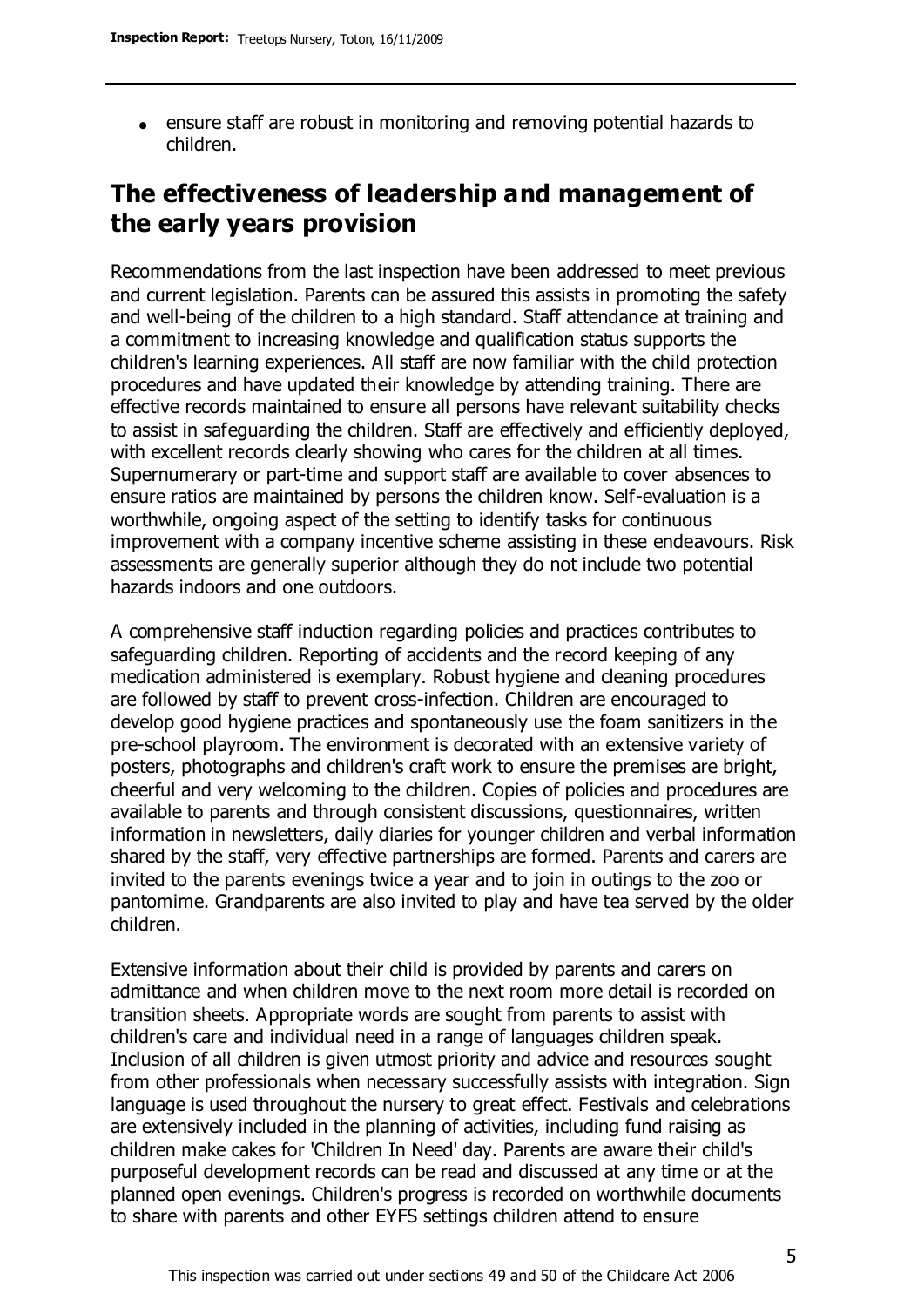- ensure staff are robust in monitoring and removing potential hazards to children.

## The effectiveness of leadership and management of the early years provision

Recommendations from the last inspection have been addressed to meet previous and current legislation. Parents can be assured this assists in promoting the safety and well-being of the children to a high standard. Staff attendance at training and a commitment to increasing knowledge and qualification status supports the children's learning experiences. All staff are now familiar with the child protection procedures and have updated their knowledge by attending training. There are effective records maintained to ensure all persons have relevant suitability checks to assist in safeguarding the children. Staff are effectively and efficiently deployed, with excellent records clearly showing who cares for the children at all times. Supernumerary or part-time and support staff are available to cover absences to ensure ratios are maintained by persons the children know. Self-evaluation is a worthwhile, ongoing aspect of the setting to identify tasks for continuous improvement with a company incentive scheme assisting in these endeavours. Risk assessments are generally superior although they do not include two potential hazards indoors and one outdoors.

A comprehensive staff induction regarding policies and practices contributes to safeguarding children. Reporting of accidents and the record keeping of any medication administered is exemplary. Robust hygiene and cleaning procedures are followed by staff to prevent cross-infection. Children are encouraged to develop good hygiene practices and spontaneously use the foam sanitizers in the pre-school playroom. The environment is decorated with an extensive variety of posters, photographs and children's craft work to ensure the premises are bright, cheerful and very welcoming to the children. Copies of policies and procedures are available to parents and through consistent discussions, questionnaires, written information in newsletters, daily diaries for younger children and verbal information shared by the staff, very effective partnerships are formed. Parents and carers are invited to the parents evenings twice a year and to join in outings to the zoo or pantomime. Grandparents are also invited to play and have tea served by the older children.

Extensive information about their child is provided by parents and carers on admittance and when children move to the next room more detail is recorded on transition sheets. Appropriate words are sought from parents to assist with children's care and individual need in a range of languages children speak. Inclusion of all children is given utmost priority and advice and resources sought from other professionals when necessary successfully assists with integration. Sign language is used throughout the nursery to great effect. Festivals and celebrations are extensively included in the planning of activities, including fund raising as children make cakes for 'Children In Need' day. Parents are aware their child's purposeful development records can be read and discussed at any time or at the planned open evenings. Children's progress is recorded on worthwhile documents to share with parents and other EYFS settings children attend to ensure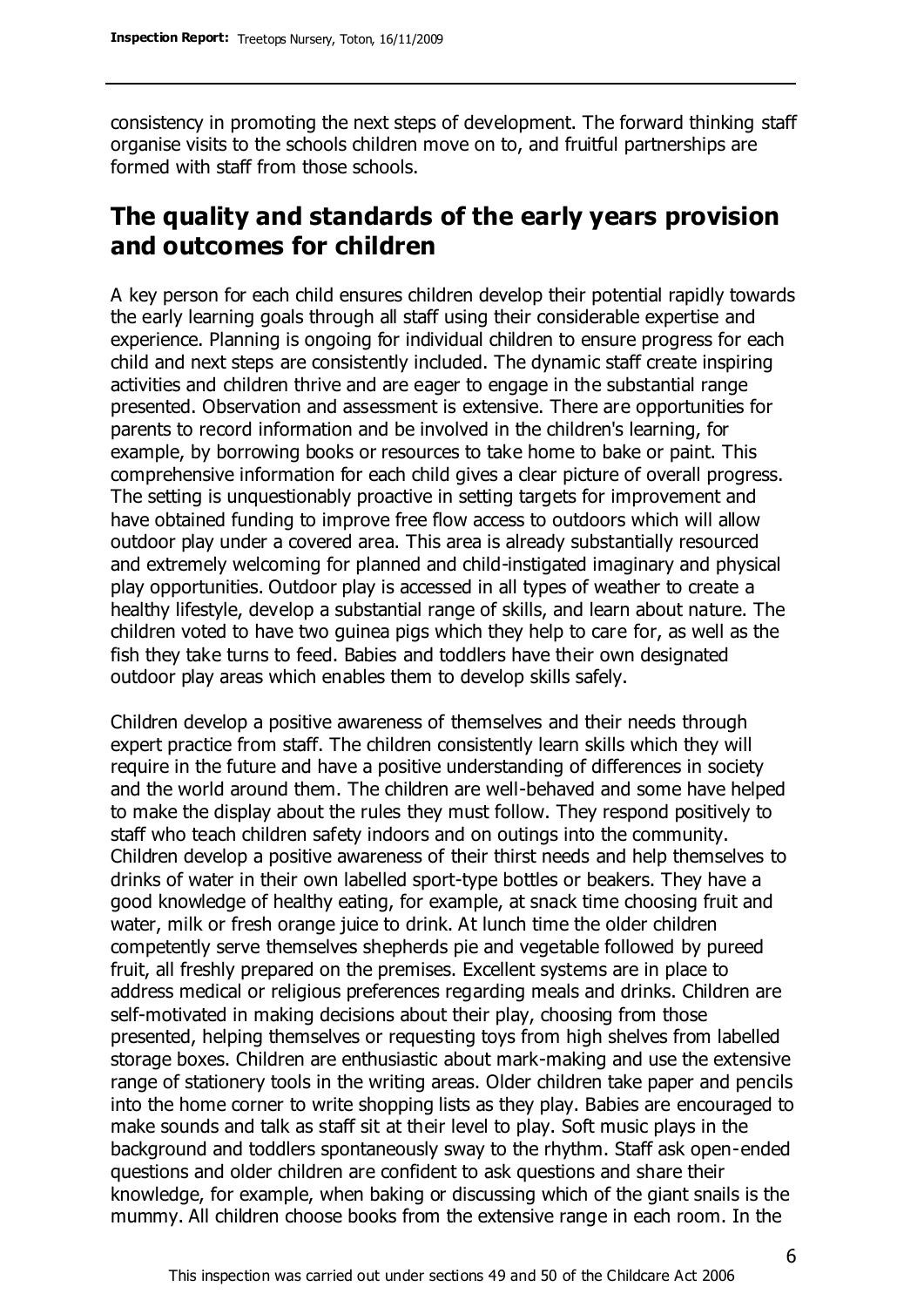consistency in promoting the next steps of development. The forward thinking staff organise visits to the schools children move on to, and fruitful partnerships are formed with staff from those schools.

## The quality and standards of the early years provision and outcomes for children

A key person for each child ensures children develop their potential rapidly towards the early learning goals through all staff using their considerable expertise and experience. Planning is ongoing for individual children to ensure progress for each child and next steps are consistently included. The dynamic staff create inspiring activities and children thrive and are eager to engage in the substantial range presented. Observation and assessment is extensive. There are opportunities for parents to record information and be involved in the children's learning, for example, by borrowing books or resources to take home to bake or paint. This comprehensive information for each child gives a clear picture of overall progress. The setting is unquestionably proactive in setting targets for improvement and have obtained funding to improve free flow access to outdoors which will allow outdoor play under a covered area. This area is already substantially resourced and extremely welcoming for planned and child-instigated imaginary and physical play opportunities. Outdoor play is accessed in all types of weather to create a healthy lifestyle, develop a substantial range of skills, and learn about nature. The children voted to have two guinea pigs which they help to care for, as well as the fish they take turns to feed. Babies and toddlers have their own designated outdoor play areas which enables them to develop skills safely.

Children develop a positive awareness of themselves and their needs through expert practice from staff. The children consistently learn skills which they will require in the future and have a positive understanding of differences in society and the world around them. The children are well-behaved and some have helped to make the display about the rules they must follow. They respond positively to staff who teach children safety indoors and on outings into the community. Children develop a positive awareness of their thirst needs and help themselves to drinks of water in their own labelled sport-type bottles or beakers. They have a good knowledge of healthy eating, for example, at snack time choosing fruit and water, milk or fresh orange juice to drink. At lunch time the older children competently serve themselves shepherds pie and vegetable followed by pureed fruit, all freshly prepared on the premises. Excellent systems are in place to address medical or religious preferences regarding meals and drinks. Children are self-motivated in making decisions about their play, choosing from those presented, helping themselves or requesting toys from high shelves from labelled storage boxes. Children are enthusiastic about mark-making and use the extensive range of stationery tools in the writing areas. Older children take paper and pencils into the home corner to write shopping lists as they play. Babies are encouraged to make sounds and talk as staff sit at their level to play. Soft music plays in the background and toddlers spontaneously sway to the rhythm. Staff ask open-ended questions and older children are confident to ask questions and share their knowledge, for example, when baking or discussing which of the giant snails is the mummy. All children choose books from the extensive range in each room. In the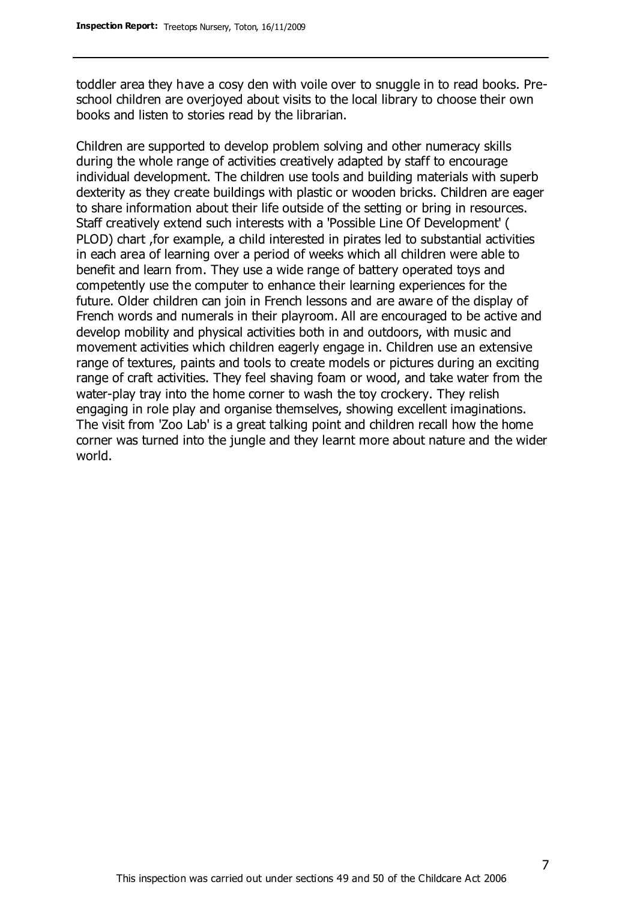toddler area they have a cosy den with voile over to snuggle in to read books. Pre-school children are overjoyed about visits to the local library to choose their own books and listen to stories read by the librarian.

Children are supported to develop problem solving and other numeracy skills during the whole range of activities creatively adapted by staff to encourage individual development. The children use tools and building materials with superb dexterity as they create buildings with plastic or wooden bricks. Children are eager to share information about their life outside of the setting or bring in resources. Staff creatively extend such interests with a 'Possible Line Of Development' ( PLOD) chart ,for example, a child interested in pirates led to substantial activities in each area of learning over a period of weeks which all children were able to benefit and learn from. They use a wide range of battery operated toys and competently use the computer to enhance their learning experiences for the future. Older children can join in French lessons and are aware of the display of French words and numerals in their playroom. All are encouraged to be active and develop mobility and physical activities both in and outdoors, with music and movement activities which children eagerly engage in. Children use an extensive range of textures, paints and tools to create models or pictures during an exciting range of craft activities. They feel shaving foam or wood, and take water from the water-play tray into the home corner to wash the toy crockery. They relish engaging in role play and organise themselves, showing excellent imaginations. The visit from 'Zoo Lab' is a great talking point and children recall how the home corner was turned into the jungle and they learnt more about nature and the wider world.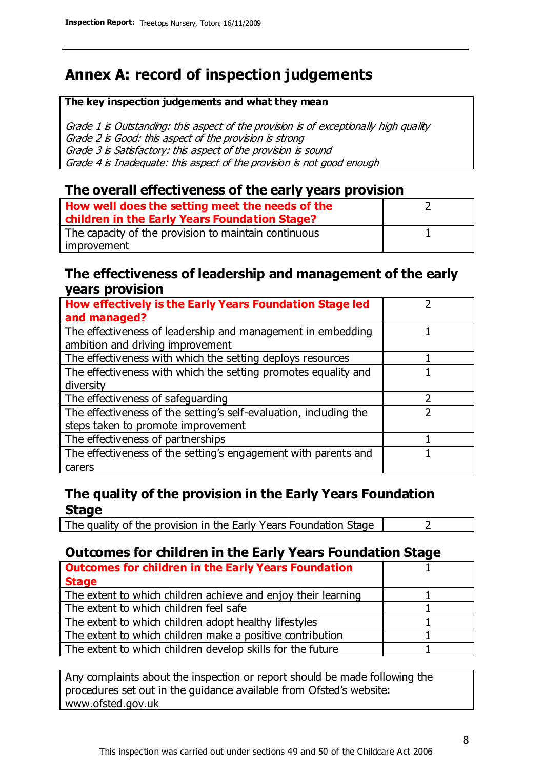# Annex A: record of inspection judgements

**The key inspection judgements and what they mean**

*Grade 1 is Outstanding: this aspect of the provision is of exceptionally high quality*
*Grade 2 is Good: this aspect of the provision is strong*
*Grade 3 is Satisfactory: this aspect of the provision is sound*
*Grade 4 is Inadequate: this aspect of the provision is not good enough*

## The overall effectiveness of the early years provision

| | |
|---|---|
| **How well does the setting meet the needs of the children in the Early Years Foundation Stage?** | 2 |
| The capacity of the provision to maintain continuous improvement | 1 |

## The effectiveness of leadership and management of the early years provision

| | |
|---|---|
| **How effectively is the Early Years Foundation Stage led and managed?** | 2 |
| The effectiveness of leadership and management in embedding ambition and driving improvement | 1 |
| The effectiveness with which the setting deploys resources | 1 |
| The effectiveness with which the setting promotes equality and diversity | 1 |
| The effectiveness of safeguarding | 2 |
| The effectiveness of the setting's self-evaluation, including the steps taken to promote improvement | 2 |
| The effectiveness of partnerships | 1 |
| The effectiveness of the setting's engagement with parents and carers | 1 |

## The quality of the provision in the Early Years Foundation Stage

| | |
|---|---|
| The quality of the provision in the Early Years Foundation Stage | 2 |

## Outcomes for children in the Early Years Foundation Stage

| | |
|---|---|
| **Outcomes for children in the Early Years Foundation Stage** | 1 |
| The extent to which children achieve and enjoy their learning | 1 |
| The extent to which children feel safe | 1 |
| The extent to which children adopt healthy lifestyles | 1 |
| The extent to which children make a positive contribution | 1 |
| The extent to which children develop skills for the future | 1 |

Any complaints about the inspection or report should be made following the procedures set out in the guidance available from Ofsted's website: www.ofsted.gov.uk

This inspection was carried out under sections 49 and 50 of the Childcare Act 2006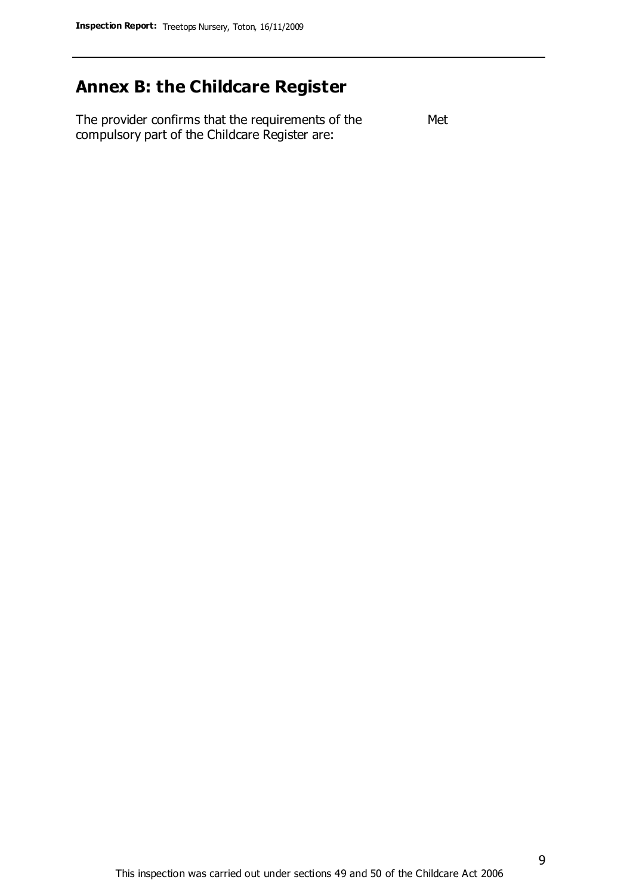## Annex B: the Childcare Register

| | |
|---|---|
| The provider confirms that the requirements of the compulsory part of the Childcare Register are: | Met |

This inspection was carried out under sections 49 and 50 of the Childcare Act 2006